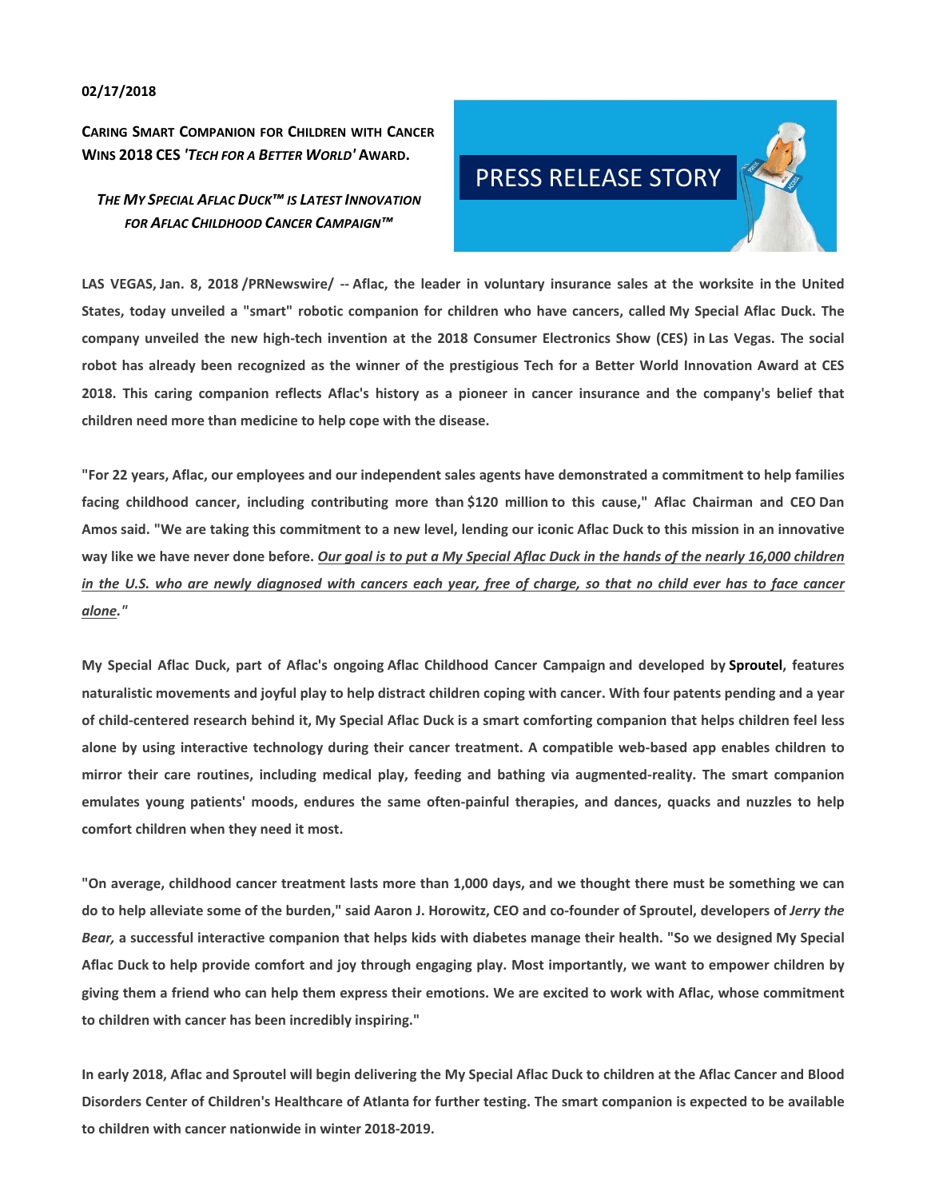**02/17/2018**

**CARING SMART COMPANION FOR CHILDREN WITH CANCER WINS 2018 CES *'TECH FOR A BETTER WORLD'* AWARD.**

***THE MY SPECIAL AFLAC DUCK™ IS LATEST INNOVATION FOR AFLAC CHILDHOOD CANCER CAMPAIGN™***

PRESS RELEASE STORY

**LAS VEGAS, Jan. 8, 2018 /PRNewswire/ -- Aflac, the leader in voluntary insurance sales at the worksite in the United States, today unveiled a "smart" robotic companion for children who have cancers, called My Special Aflac Duck. The company unveiled the new high-tech invention at the 2018 Consumer Electronics Show (CES) in Las Vegas. The social robot has already been recognized as the winner of the prestigious Tech for a Better World Innovation Award at CES 2018. This caring companion reflects Aflac's history as a pioneer in cancer insurance and the company's belief that children need more than medicine to help cope with the disease.**

**"For 22 years, Aflac, our employees and our independent sales agents have demonstrated a commitment to help families facing childhood cancer, including contributing more than $120 million to this cause," Aflac Chairman and CEO Dan Amos said. "We are taking this commitment to a new level, lending our iconic Aflac Duck to this mission in an innovative way like we have never done before. *<u>Our goal is to put a My Special Aflac Duck in the hands of the nearly 16,000 children in the U.S. who are newly diagnosed with cancers each year, free of charge, so that no child ever has to face cancer alone.</u>*"**

**My Special Aflac Duck, part of Aflac's ongoing Aflac Childhood Cancer Campaign and developed by Sproutel, features naturalistic movements and joyful play to help distract children coping with cancer. With four patents pending and a year of child-centered research behind it, My Special Aflac Duck is a smart comforting companion that helps children feel less alone by using interactive technology during their cancer treatment. A compatible web-based app enables children to mirror their care routines, including medical play, feeding and bathing via augmented-reality. The smart companion emulates young patients' moods, endures the same often-painful therapies, and dances, quacks and nuzzles to help comfort children when they need it most.**

**"On average, childhood cancer treatment lasts more than 1,000 days, and we thought there must be something we can do to help alleviate some of the burden," said Aaron J. Horowitz, CEO and co-founder of Sproutel, developers of *Jerry the Bear,* a successful interactive companion that helps kids with diabetes manage their health. "So we designed My Special Aflac Duck to help provide comfort and joy through engaging play. Most importantly, we want to empower children by giving them a friend who can help them express their emotions. We are excited to work with Aflac, whose commitment to children with cancer has been incredibly inspiring."**

**In early 2018, Aflac and Sproutel will begin delivering the My Special Aflac Duck to children at the Aflac Cancer and Blood Disorders Center of Children's Healthcare of Atlanta for further testing. The smart companion is expected to be available to children with cancer nationwide in winter 2018-2019.**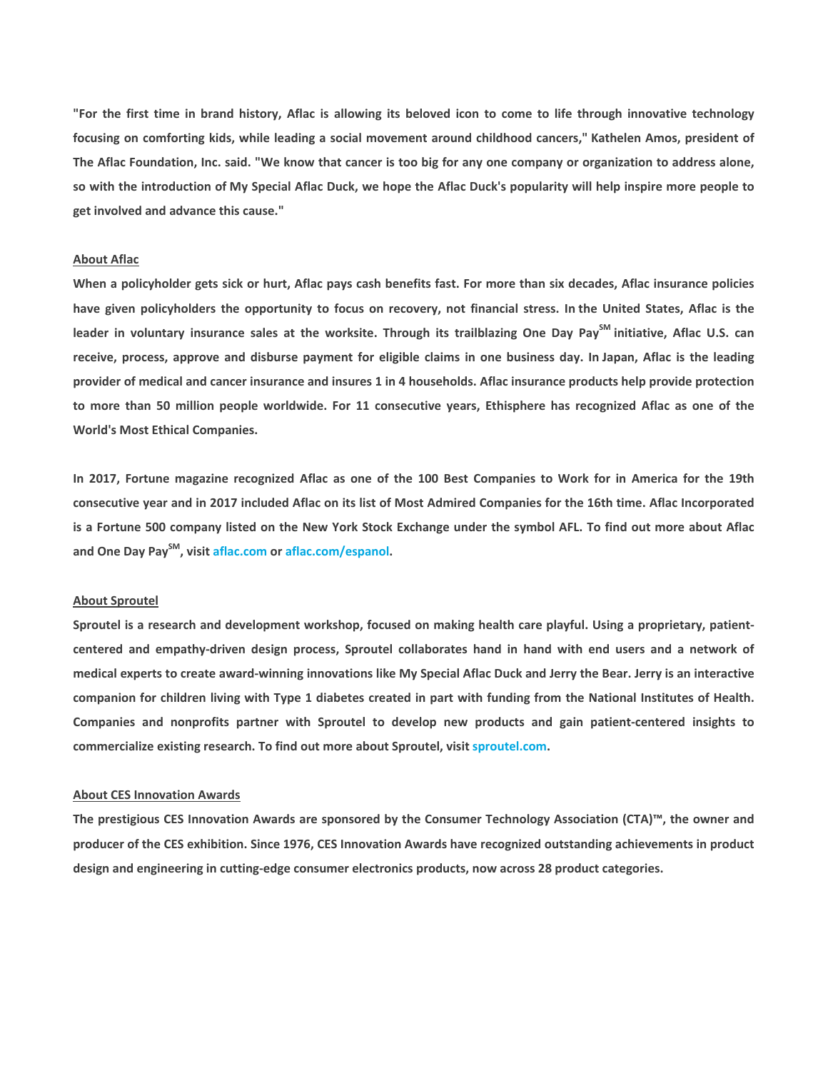**"For the first time in brand history, Aflac is allowing its beloved icon to come to life through innovative technology focusing on comforting kids, while leading a social movement around childhood cancers," Kathelen Amos, president of The Aflac Foundation, Inc. said. "We know that cancer is too big for any one company or organization to address alone, so with the introduction of My Special Aflac Duck, we hope the Aflac Duck's popularity will help inspire more people to get involved and advance this cause."**

**About Aflac**

**When a policyholder gets sick or hurt, Aflac pays cash benefits fast. For more than six decades, Aflac insurance policies have given policyholders the opportunity to focus on recovery, not financial stress. In the United States, Aflac is the leader in voluntary insurance sales at the worksite. Through its trailblazing One Day Pay℠ initiative, Aflac U.S. can receive, process, approve and disburse payment for eligible claims in one business day. In Japan, Aflac is the leading provider of medical and cancer insurance and insures 1 in 4 households. Aflac insurance products help provide protection to more than 50 million people worldwide. For 11 consecutive years, Ethisphere has recognized Aflac as one of the World's Most Ethical Companies.**

**In 2017, Fortune magazine recognized Aflac as one of the 100 Best Companies to Work for in America for the 19th consecutive year and in 2017 included Aflac on its list of Most Admired Companies for the 16th time. Aflac Incorporated is a Fortune 500 company listed on the New York Stock Exchange under the symbol AFL. To find out more about Aflac and One Day Pay℠, visit aflac.com or aflac.com/espanol.**

**About Sproutel**

**Sproutel is a research and development workshop, focused on making health care playful. Using a proprietary, patient-centered and empathy-driven design process, Sproutel collaborates hand in hand with end users and a network of medical experts to create award-winning innovations like My Special Aflac Duck and Jerry the Bear. Jerry is an interactive companion for children living with Type 1 diabetes created in part with funding from the National Institutes of Health. Companies and nonprofits partner with Sproutel to develop new products and gain patient-centered insights to commercialize existing research. To find out more about Sproutel, visit sproutel.com.**

**About CES Innovation Awards**

**The prestigious CES Innovation Awards are sponsored by the Consumer Technology Association (CTA)™, the owner and producer of the CES exhibition. Since 1976, CES Innovation Awards have recognized outstanding achievements in product design and engineering in cutting-edge consumer electronics products, now across 28 product categories.**